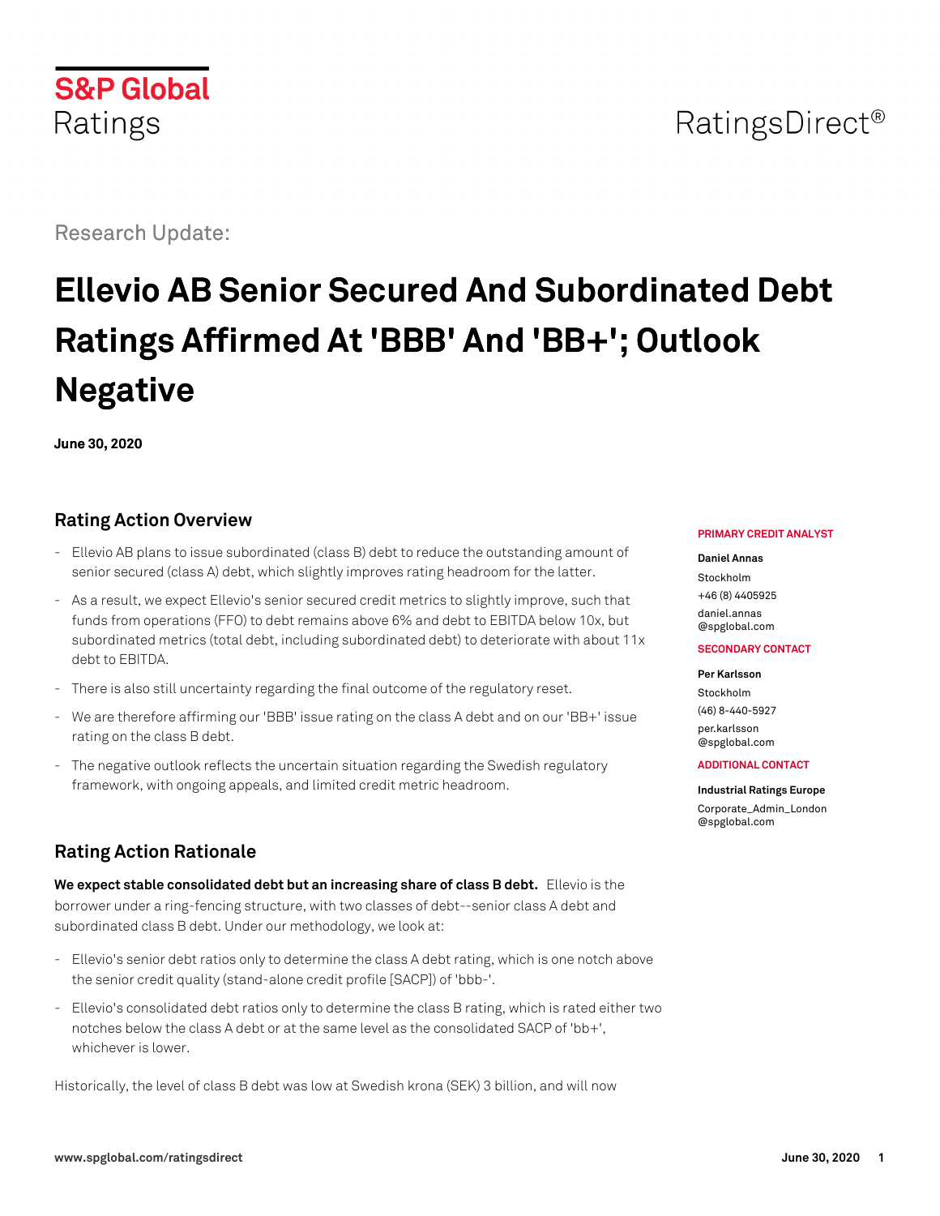S&P Global Ratings

RatingsDirect®

Research Update:

# Ellevio AB Senior Secured And Subordinated Debt Ratings Affirmed At 'BBB' And 'BB+'; Outlook Negative

**June 30, 2020**

## Rating Action Overview

- Ellevio AB plans to issue subordinated (class B) debt to reduce the outstanding amount of senior secured (class A) debt, which slightly improves rating headroom for the latter.
- As a result, we expect Ellevio's senior secured credit metrics to slightly improve, such that funds from operations (FFO) to debt remains above 6% and debt to EBITDA below 10x, but subordinated metrics (total debt, including subordinated debt) to deteriorate with about 11x debt to EBITDA.
- There is also still uncertainty regarding the final outcome of the regulatory reset.
- We are therefore affirming our 'BBB' issue rating on the class A debt and on our 'BB+' issue rating on the class B debt.
- The negative outlook reflects the uncertain situation regarding the Swedish regulatory framework, with ongoing appeals, and limited credit metric headroom.

**PRIMARY CREDIT ANALYST**

**Daniel Annas**
Stockholm
+46 (8) 4405925
daniel.annas@spglobal.com

**SECONDARY CONTACT**

**Per Karlsson**
Stockholm
(46) 8-440-5927
per.karlsson@spglobal.com

**ADDITIONAL CONTACT**

**Industrial Ratings Europe**
Corporate_Admin_London@spglobal.com

## Rating Action Rationale

**We expect stable consolidated debt but an increasing share of class B debt.** Ellevio is the borrower under a ring-fencing structure, with two classes of debt--senior class A debt and subordinated class B debt. Under our methodology, we look at:

- Ellevio's senior debt ratios only to determine the class A debt rating, which is one notch above the senior credit quality (stand-alone credit profile [SACP]) of 'bbb-'.
- Ellevio's consolidated debt ratios only to determine the class B rating, which is rated either two notches below the class A debt or at the same level as the consolidated SACP of 'bb+', whichever is lower.

Historically, the level of class B debt was low at Swedish krona (SEK) 3 billion, and will now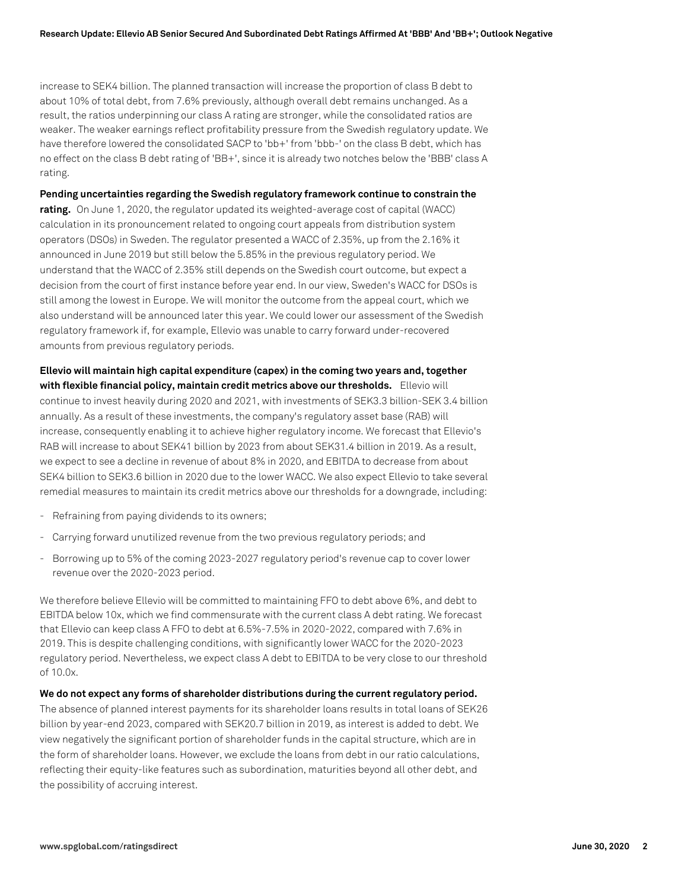increase to SEK4 billion. The planned transaction will increase the proportion of class B debt to about 10% of total debt, from 7.6% previously, although overall debt remains unchanged. As a result, the ratios underpinning our class A rating are stronger, while the consolidated ratios are weaker. The weaker earnings reflect profitability pressure from the Swedish regulatory update. We have therefore lowered the consolidated SACP to 'bb+' from 'bbb-' on the class B debt, which has no effect on the class B debt rating of 'BB+', since it is already two notches below the 'BBB' class A rating.

**Pending uncertainties regarding the Swedish regulatory framework continue to constrain the rating.** On June 1, 2020, the regulator updated its weighted-average cost of capital (WACC) calculation in its pronouncement related to ongoing court appeals from distribution system operators (DSOs) in Sweden. The regulator presented a WACC of 2.35%, up from the 2.16% it announced in June 2019 but still below the 5.85% in the previous regulatory period. We understand that the WACC of 2.35% still depends on the Swedish court outcome, but expect a decision from the court of first instance before year end. In our view, Sweden's WACC for DSOs is still among the lowest in Europe. We will monitor the outcome from the appeal court, which we also understand will be announced later this year. We could lower our assessment of the Swedish regulatory framework if, for example, Ellevio was unable to carry forward under-recovered amounts from previous regulatory periods.

**Ellevio will maintain high capital expenditure (capex) in the coming two years and, together with flexible financial policy, maintain credit metrics above our thresholds.** Ellevio will continue to invest heavily during 2020 and 2021, with investments of SEK3.3 billion-SEK 3.4 billion annually. As a result of these investments, the company's regulatory asset base (RAB) will increase, consequently enabling it to achieve higher regulatory income. We forecast that Ellevio's RAB will increase to about SEK41 billion by 2023 from about SEK31.4 billion in 2019. As a result, we expect to see a decline in revenue of about 8% in 2020, and EBITDA to decrease from about SEK4 billion to SEK3.6 billion in 2020 due to the lower WACC. We also expect Ellevio to take several remedial measures to maintain its credit metrics above our thresholds for a downgrade, including:

- Refraining from paying dividends to its owners;
- Carrying forward unutilized revenue from the two previous regulatory periods; and
- Borrowing up to 5% of the coming 2023-2027 regulatory period's revenue cap to cover lower revenue over the 2020-2023 period.

We therefore believe Ellevio will be committed to maintaining FFO to debt above 6%, and debt to EBITDA below 10x, which we find commensurate with the current class A debt rating. We forecast that Ellevio can keep class A FFO to debt at 6.5%-7.5% in 2020-2022, compared with 7.6% in 2019. This is despite challenging conditions, with significantly lower WACC for the 2020-2023 regulatory period. Nevertheless, we expect class A debt to EBITDA to be very close to our threshold of 10.0x.

**We do not expect any forms of shareholder distributions during the current regulatory period.** The absence of planned interest payments for its shareholder loans results in total loans of SEK26 billion by year-end 2023, compared with SEK20.7 billion in 2019, as interest is added to debt. We view negatively the significant portion of shareholder funds in the capital structure, which are in the form of shareholder loans. However, we exclude the loans from debt in our ratio calculations, reflecting their equity-like features such as subordination, maturities beyond all other debt, and the possibility of accruing interest.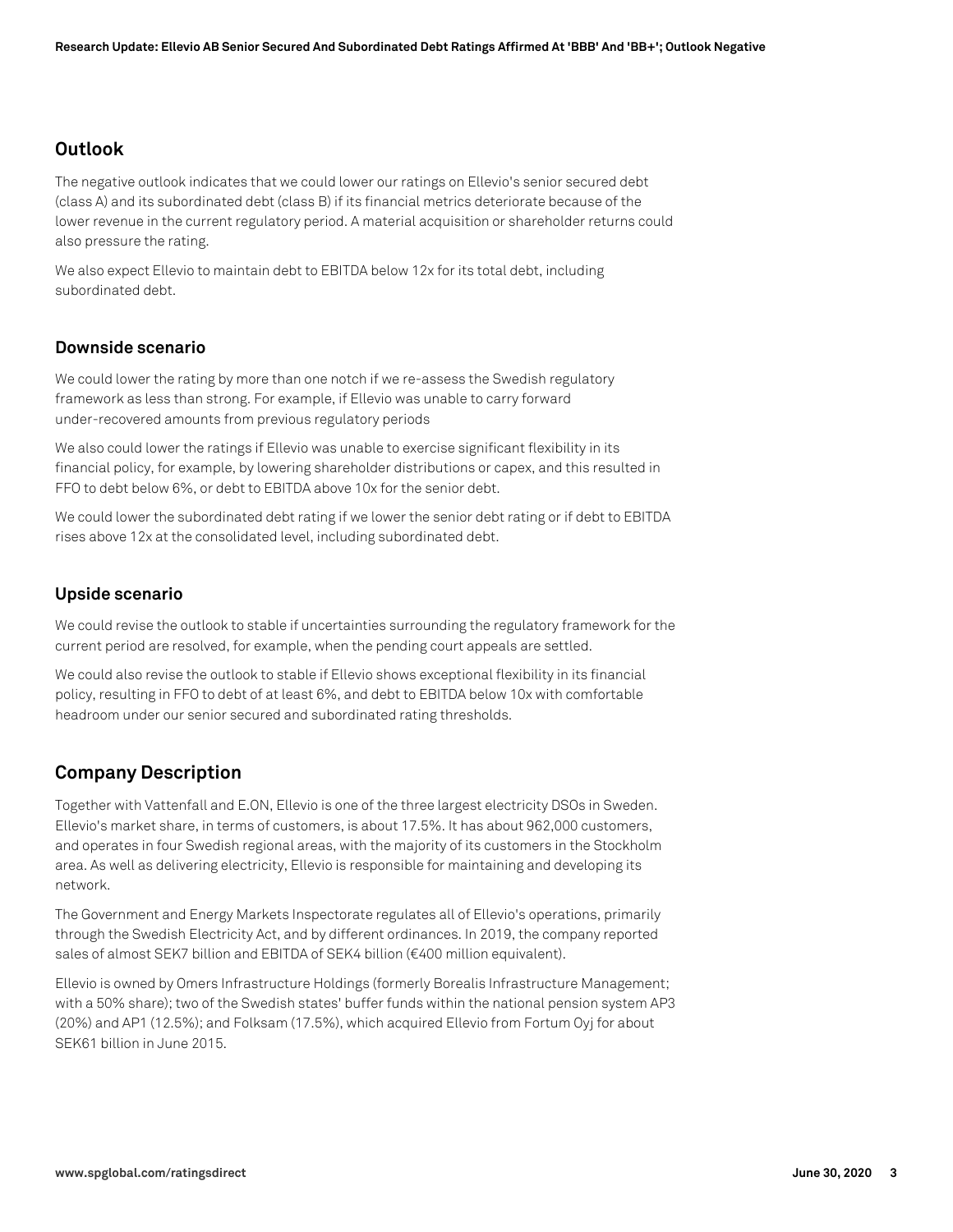## Outlook

The negative outlook indicates that we could lower our ratings on Ellevio's senior secured debt (class A) and its subordinated debt (class B) if its financial metrics deteriorate because of the lower revenue in the current regulatory period. A material acquisition or shareholder returns could also pressure the rating.

We also expect Ellevio to maintain debt to EBITDA below 12x for its total debt, including subordinated debt.

### Downside scenario

We could lower the rating by more than one notch if we re-assess the Swedish regulatory framework as less than strong. For example, if Ellevio was unable to carry forward under-recovered amounts from previous regulatory periods

We also could lower the ratings if Ellevio was unable to exercise significant flexibility in its financial policy, for example, by lowering shareholder distributions or capex, and this resulted in FFO to debt below 6%, or debt to EBITDA above 10x for the senior debt.

We could lower the subordinated debt rating if we lower the senior debt rating or if debt to EBITDA rises above 12x at the consolidated level, including subordinated debt.

### Upside scenario

We could revise the outlook to stable if uncertainties surrounding the regulatory framework for the current period are resolved, for example, when the pending court appeals are settled.

We could also revise the outlook to stable if Ellevio shows exceptional flexibility in its financial policy, resulting in FFO to debt of at least 6%, and debt to EBITDA below 10x with comfortable headroom under our senior secured and subordinated rating thresholds.

## Company Description

Together with Vattenfall and E.ON, Ellevio is one of the three largest electricity DSOs in Sweden. Ellevio's market share, in terms of customers, is about 17.5%. It has about 962,000 customers, and operates in four Swedish regional areas, with the majority of its customers in the Stockholm area. As well as delivering electricity, Ellevio is responsible for maintaining and developing its network.

The Government and Energy Markets Inspectorate regulates all of Ellevio's operations, primarily through the Swedish Electricity Act, and by different ordinances. In 2019, the company reported sales of almost SEK7 billion and EBITDA of SEK4 billion (€400 million equivalent).

Ellevio is owned by Omers Infrastructure Holdings (formerly Borealis Infrastructure Management; with a 50% share); two of the Swedish states' buffer funds within the national pension system AP3 (20%) and AP1 (12.5%); and Folksam (17.5%), which acquired Ellevio from Fortum Oyj for about SEK61 billion in June 2015.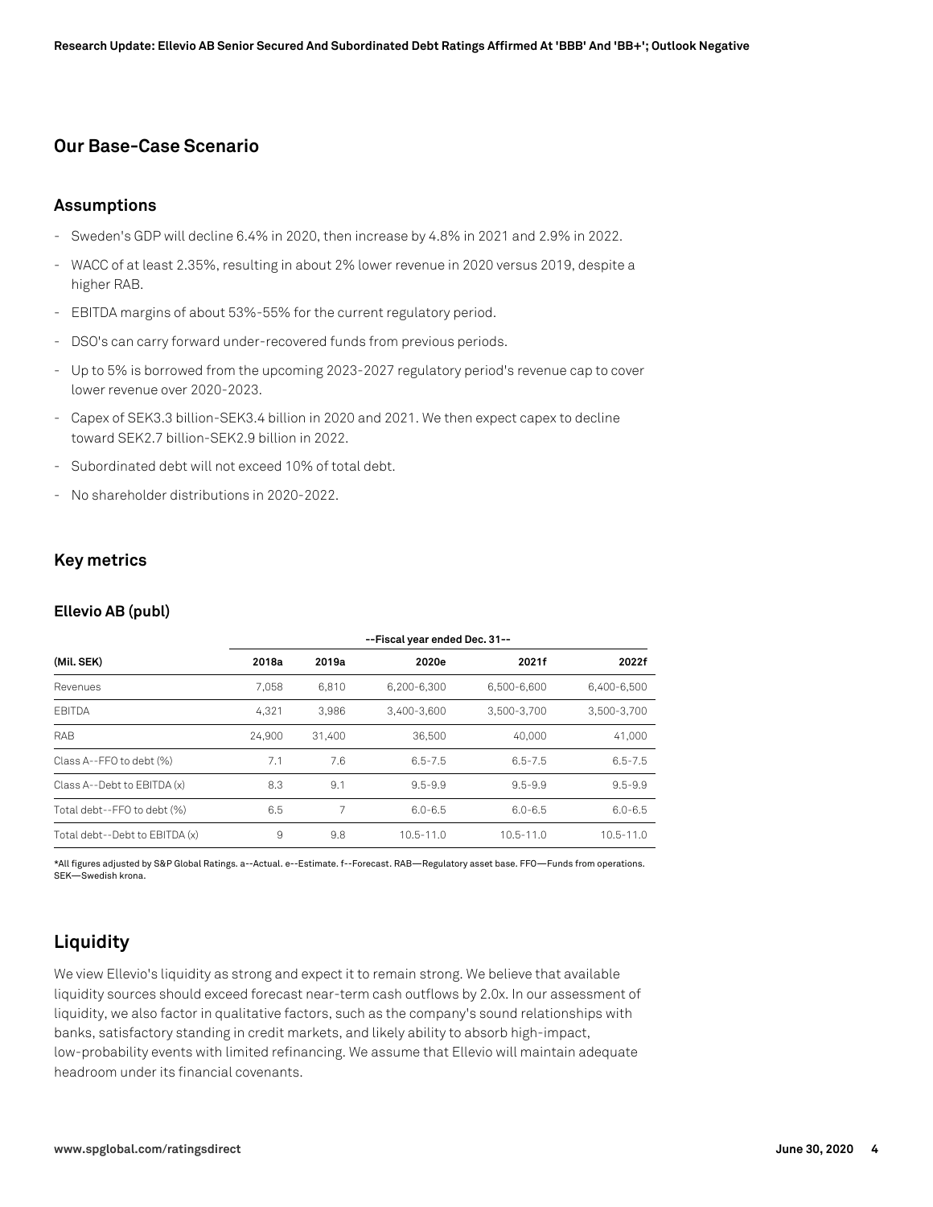## Our Base-Case Scenario

### Assumptions

- Sweden's GDP will decline 6.4% in 2020, then increase by 4.8% in 2021 and 2.9% in 2022.
- WACC of at least 2.35%, resulting in about 2% lower revenue in 2020 versus 2019, despite a higher RAB.
- EBITDA margins of about 53%-55% for the current regulatory period.
- DSO's can carry forward under-recovered funds from previous periods.
- Up to 5% is borrowed from the upcoming 2023-2027 regulatory period's revenue cap to cover lower revenue over 2020-2023.
- Capex of SEK3.3 billion-SEK3.4 billion in 2020 and 2021. We then expect capex to decline toward SEK2.7 billion-SEK2.9 billion in 2022.
- Subordinated debt will not exceed 10% of total debt.
- No shareholder distributions in 2020-2022.

### Key metrics

#### Ellevio AB (publ)

| | --Fiscal year ended Dec. 31-- | | | | |
|---|---|---|---|---|---|
| (Mil. SEK) | 2018a | 2019a | 2020e | 2021f | 2022f |
| Revenues | 7,058 | 6,810 | 6,200-6,300 | 6,500-6,600 | 6,400-6,500 |
| EBITDA | 4,321 | 3,986 | 3,400-3,600 | 3,500-3,700 | 3,500-3,700 |
| RAB | 24,900 | 31,400 | 36,500 | 40,000 | 41,000 |
| Class A--FFO to debt (%) | 7.1 | 7.6 | 6.5-7.5 | 6.5-7.5 | 6.5-7.5 |
| Class A--Debt to EBITDA (x) | 8.3 | 9.1 | 9.5-9.9 | 9.5-9.9 | 9.5-9.9 |
| Total debt--FFO to debt (%) | 6.5 | 7 | 6.0-6.5 | 6.0-6.5 | 6.0-6.5 |
| Total debt--Debt to EBITDA (x) | 9 | 9.8 | 10.5-11.0 | 10.5-11.0 | 10.5-11.0 |

*All figures adjusted by S&P Global Ratings. a--Actual. e--Estimate. f--Forecast. RAB—Regulatory asset base. FFO—Funds from operations. SEK—Swedish krona.

## Liquidity

We view Ellevio's liquidity as strong and expect it to remain strong. We believe that available liquidity sources should exceed forecast near-term cash outflows by 2.0x. In our assessment of liquidity, we also factor in qualitative factors, such as the company's sound relationships with banks, satisfactory standing in credit markets, and likely ability to absorb high-impact, low-probability events with limited refinancing. We assume that Ellevio will maintain adequate headroom under its financial covenants.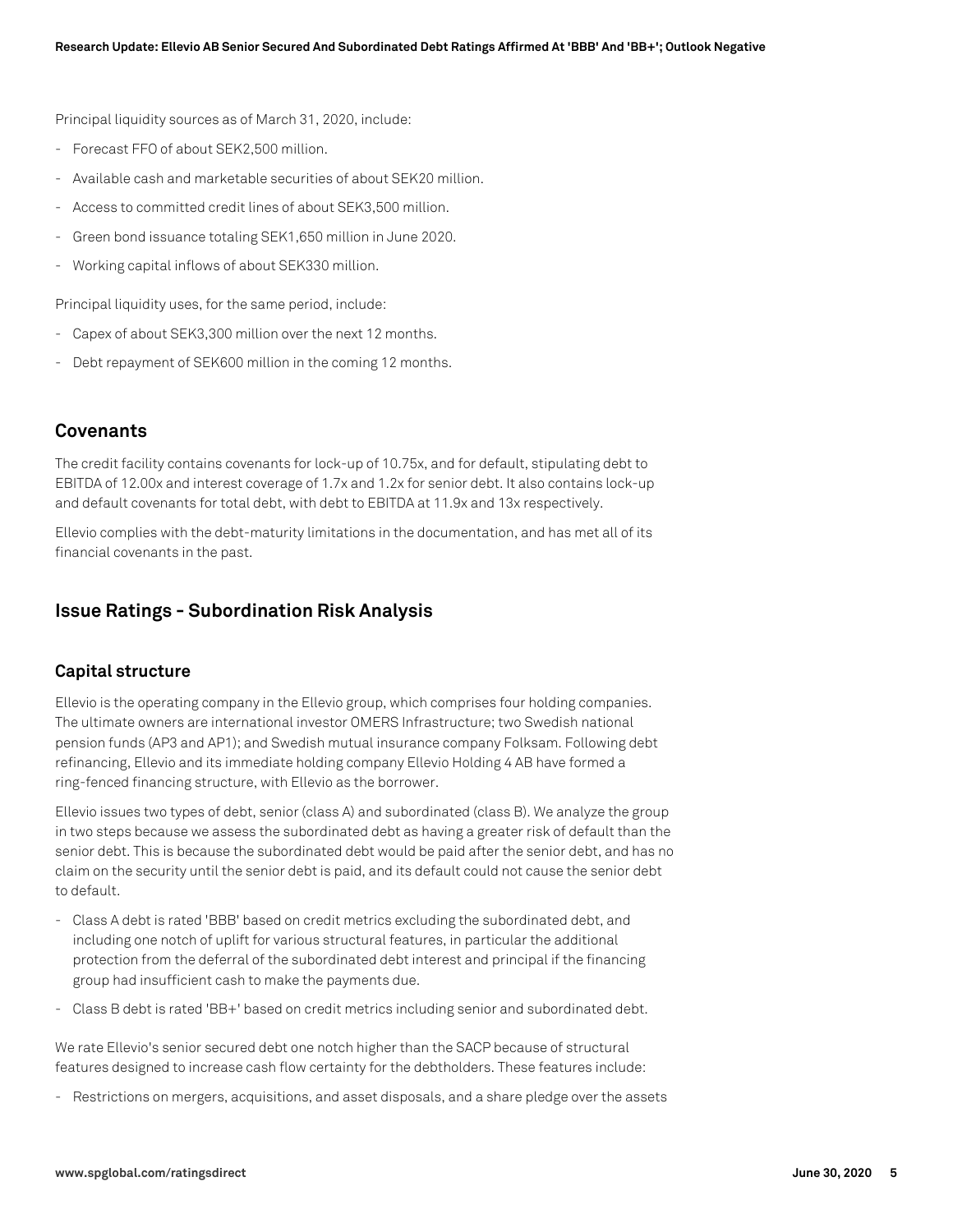Principal liquidity sources as of March 31, 2020, include:

- Forecast FFO of about SEK2,500 million.
- Available cash and marketable securities of about SEK20 million.
- Access to committed credit lines of about SEK3,500 million.
- Green bond issuance totaling SEK1,650 million in June 2020.
- Working capital inflows of about SEK330 million.

Principal liquidity uses, for the same period, include:

- Capex of about SEK3,300 million over the next 12 months.
- Debt repayment of SEK600 million in the coming 12 months.

## Covenants

The credit facility contains covenants for lock-up of 10.75x, and for default, stipulating debt to EBITDA of 12.00x and interest coverage of 1.7x and 1.2x for senior debt. It also contains lock-up and default covenants for total debt, with debt to EBITDA at 11.9x and 13x respectively.

Ellevio complies with the debt-maturity limitations in the documentation, and has met all of its financial covenants in the past.

## Issue Ratings - Subordination Risk Analysis

### Capital structure

Ellevio is the operating company in the Ellevio group, which comprises four holding companies. The ultimate owners are international investor OMERS Infrastructure; two Swedish national pension funds (AP3 and AP1); and Swedish mutual insurance company Folksam. Following debt refinancing, Ellevio and its immediate holding company Ellevio Holding 4 AB have formed a ring-fenced financing structure, with Ellevio as the borrower.

Ellevio issues two types of debt, senior (class A) and subordinated (class B). We analyze the group in two steps because we assess the subordinated debt as having a greater risk of default than the senior debt. This is because the subordinated debt would be paid after the senior debt, and has no claim on the security until the senior debt is paid, and its default could not cause the senior debt to default.

- Class A debt is rated 'BBB' based on credit metrics excluding the subordinated debt, and including one notch of uplift for various structural features, in particular the additional protection from the deferral of the subordinated debt interest and principal if the financing group had insufficient cash to make the payments due.
- Class B debt is rated 'BB+' based on credit metrics including senior and subordinated debt.

We rate Ellevio's senior secured debt one notch higher than the SACP because of structural features designed to increase cash flow certainty for the debtholders. These features include:

- Restrictions on mergers, acquisitions, and asset disposals, and a share pledge over the assets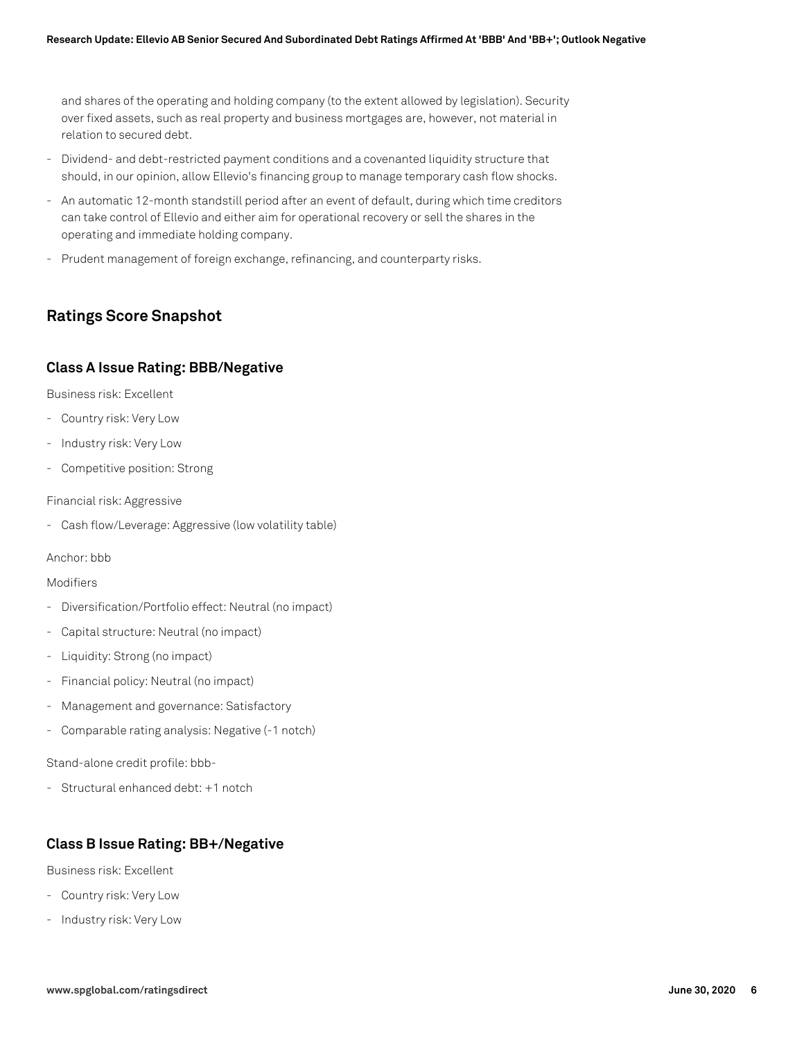and shares of the operating and holding company (to the extent allowed by legislation). Security over fixed assets, such as real property and business mortgages are, however, not material in relation to secured debt.

- Dividend- and debt-restricted payment conditions and a covenanted liquidity structure that should, in our opinion, allow Ellevio's financing group to manage temporary cash flow shocks.
- An automatic 12-month standstill period after an event of default, during which time creditors can take control of Ellevio and either aim for operational recovery or sell the shares in the operating and immediate holding company.
- Prudent management of foreign exchange, refinancing, and counterparty risks.

## Ratings Score Snapshot

### Class A Issue Rating: BBB/Negative

Business risk: Excellent

- Country risk: Very Low
- Industry risk: Very Low
- Competitive position: Strong

Financial risk: Aggressive

- Cash flow/Leverage: Aggressive (low volatility table)

Anchor: bbb

Modifiers

- Diversification/Portfolio effect: Neutral (no impact)
- Capital structure: Neutral (no impact)
- Liquidity: Strong (no impact)
- Financial policy: Neutral (no impact)
- Management and governance: Satisfactory
- Comparable rating analysis: Negative (-1 notch)

Stand-alone credit profile: bbb-

- Structural enhanced debt: +1 notch

### Class B Issue Rating: BB+/Negative

Business risk: Excellent

- Country risk: Very Low
- Industry risk: Very Low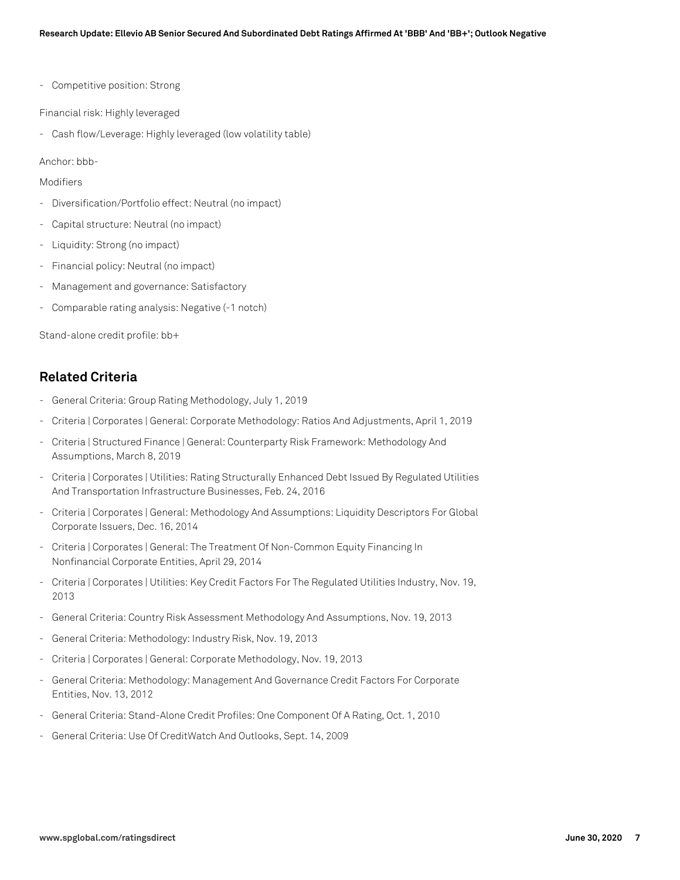- Competitive position: Strong

Financial risk: Highly leveraged

- Cash flow/Leverage: Highly leveraged (low volatility table)

Anchor: bbb-

Modifiers

- Diversification/Portfolio effect: Neutral (no impact)
- Capital structure: Neutral (no impact)
- Liquidity: Strong (no impact)
- Financial policy: Neutral (no impact)
- Management and governance: Satisfactory
- Comparable rating analysis: Negative (-1 notch)

Stand-alone credit profile: bb+

## Related Criteria

- General Criteria: Group Rating Methodology, July 1, 2019
- Criteria | Corporates | General: Corporate Methodology: Ratios And Adjustments, April 1, 2019
- Criteria | Structured Finance | General: Counterparty Risk Framework: Methodology And Assumptions, March 8, 2019
- Criteria | Corporates | Utilities: Rating Structurally Enhanced Debt Issued By Regulated Utilities And Transportation Infrastructure Businesses, Feb. 24, 2016
- Criteria | Corporates | General: Methodology And Assumptions: Liquidity Descriptors For Global Corporate Issuers, Dec. 16, 2014
- Criteria | Corporates | General: The Treatment Of Non-Common Equity Financing In Nonfinancial Corporate Entities, April 29, 2014
- Criteria | Corporates | Utilities: Key Credit Factors For The Regulated Utilities Industry, Nov. 19, 2013
- General Criteria: Country Risk Assessment Methodology And Assumptions, Nov. 19, 2013
- General Criteria: Methodology: Industry Risk, Nov. 19, 2013
- Criteria | Corporates | General: Corporate Methodology, Nov. 19, 2013
- General Criteria: Methodology: Management And Governance Credit Factors For Corporate Entities, Nov. 13, 2012
- General Criteria: Stand-Alone Credit Profiles: One Component Of A Rating, Oct. 1, 2010
- General Criteria: Use Of CreditWatch And Outlooks, Sept. 14, 2009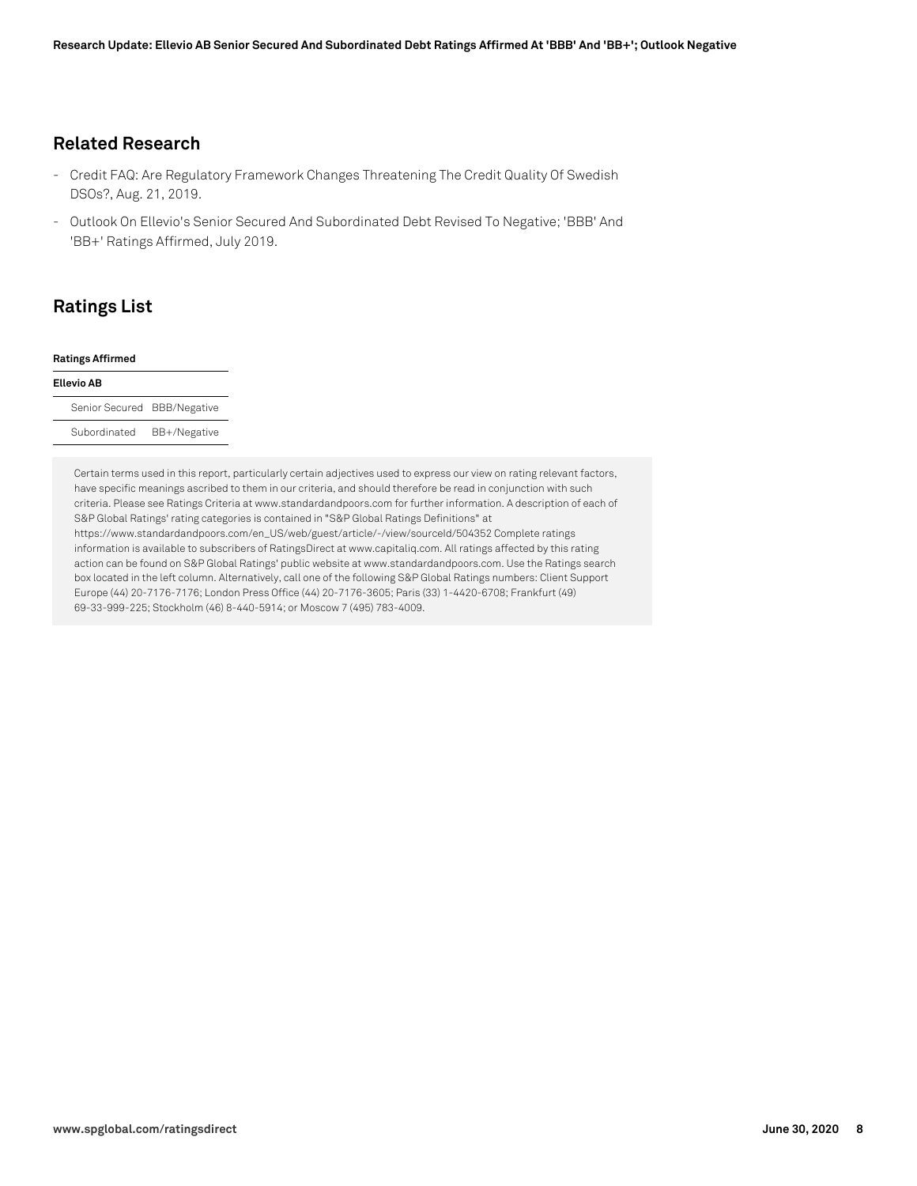## Related Research

- Credit FAQ: Are Regulatory Framework Changes Threatening The Credit Quality Of Swedish DSOs?, Aug. 21, 2019.
- Outlook On Ellevio's Senior Secured And Subordinated Debt Revised To Negative; 'BBB' And 'BB+' Ratings Affirmed, July 2019.

## Ratings List

| Ratings Affirmed | |
|---|---|
| **Ellevio AB** | |
| Senior Secured | BBB/Negative |
| Subordinated | BB+/Negative |

Certain terms used in this report, particularly certain adjectives used to express our view on rating relevant factors, have specific meanings ascribed to them in our criteria, and should therefore be read in conjunction with such criteria. Please see Ratings Criteria at www.standardandpoors.com for further information. A description of each of S&P Global Ratings' rating categories is contained in "S&P Global Ratings Definitions" at https://www.standardandpoors.com/en_US/web/guest/article/-/view/sourceId/504352 Complete ratings information is available to subscribers of RatingsDirect at www.capitaliq.com. All ratings affected by this rating action can be found on S&P Global Ratings' public website at www.standardandpoors.com. Use the Ratings search box located in the left column. Alternatively, call one of the following S&P Global Ratings numbers: Client Support Europe (44) 20-7176-7176; London Press Office (44) 20-7176-3605; Paris (33) 1-4420-6708; Frankfurt (49) 69-33-999-225; Stockholm (46) 8-440-5914; or Moscow 7 (495) 783-4009.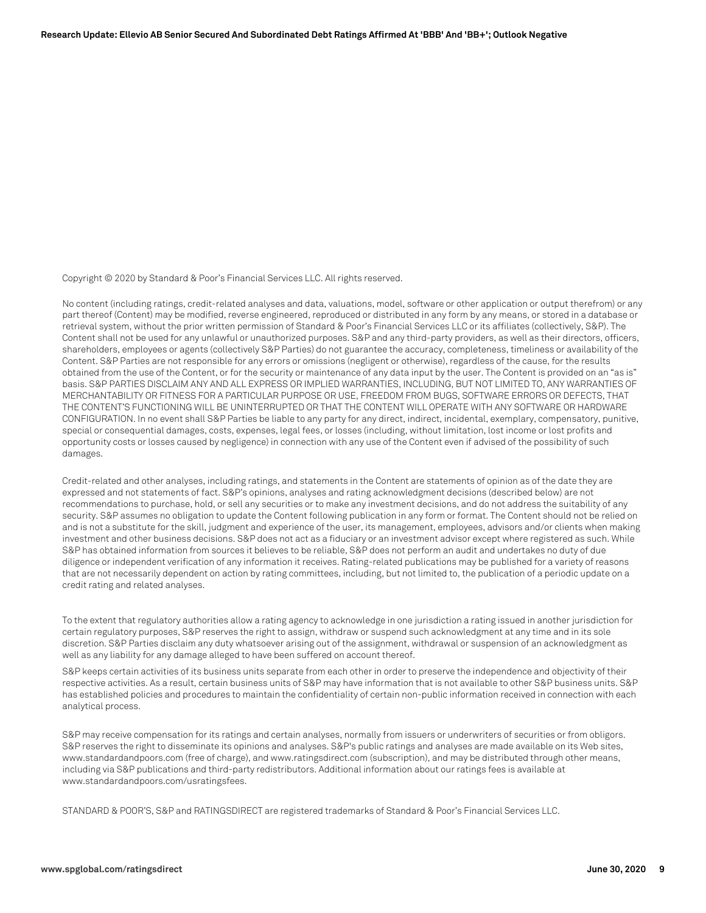Copyright © 2020 by Standard & Poor's Financial Services LLC. All rights reserved.

No content (including ratings, credit-related analyses and data, valuations, model, software or other application or output therefrom) or any part thereof (Content) may be modified, reverse engineered, reproduced or distributed in any form by any means, or stored in a database or retrieval system, without the prior written permission of Standard & Poor's Financial Services LLC or its affiliates (collectively, S&P). The Content shall not be used for any unlawful or unauthorized purposes. S&P and any third-party providers, as well as their directors, officers, shareholders, employees or agents (collectively S&P Parties) do not guarantee the accuracy, completeness, timeliness or availability of the Content. S&P Parties are not responsible for any errors or omissions (negligent or otherwise), regardless of the cause, for the results obtained from the use of the Content, or for the security or maintenance of any data input by the user. The Content is provided on an "as is" basis. S&P PARTIES DISCLAIM ANY AND ALL EXPRESS OR IMPLIED WARRANTIES, INCLUDING, BUT NOT LIMITED TO, ANY WARRANTIES OF MERCHANTABILITY OR FITNESS FOR A PARTICULAR PURPOSE OR USE, FREEDOM FROM BUGS, SOFTWARE ERRORS OR DEFECTS, THAT THE CONTENT'S FUNCTIONING WILL BE UNINTERRUPTED OR THAT THE CONTENT WILL OPERATE WITH ANY SOFTWARE OR HARDWARE CONFIGURATION. In no event shall S&P Parties be liable to any party for any direct, indirect, incidental, exemplary, compensatory, punitive, special or consequential damages, costs, expenses, legal fees, or losses (including, without limitation, lost income or lost profits and opportunity costs or losses caused by negligence) in connection with any use of the Content even if advised of the possibility of such damages.

Credit-related and other analyses, including ratings, and statements in the Content are statements of opinion as of the date they are expressed and not statements of fact. S&P's opinions, analyses and rating acknowledgment decisions (described below) are not recommendations to purchase, hold, or sell any securities or to make any investment decisions, and do not address the suitability of any security. S&P assumes no obligation to update the Content following publication in any form or format. The Content should not be relied on and is not a substitute for the skill, judgment and experience of the user, its management, employees, advisors and/or clients when making investment and other business decisions. S&P does not act as a fiduciary or an investment advisor except where registered as such. While S&P has obtained information from sources it believes to be reliable, S&P does not perform an audit and undertakes no duty of due diligence or independent verification of any information it receives. Rating-related publications may be published for a variety of reasons that are not necessarily dependent on action by rating committees, including, but not limited to, the publication of a periodic update on a credit rating and related analyses.

To the extent that regulatory authorities allow a rating agency to acknowledge in one jurisdiction a rating issued in another jurisdiction for certain regulatory purposes, S&P reserves the right to assign, withdraw or suspend such acknowledgment at any time and in its sole discretion. S&P Parties disclaim any duty whatsoever arising out of the assignment, withdrawal or suspension of an acknowledgment as well as any liability for any damage alleged to have been suffered on account thereof.

S&P keeps certain activities of its business units separate from each other in order to preserve the independence and objectivity of their respective activities. As a result, certain business units of S&P may have information that is not available to other S&P business units. S&P has established policies and procedures to maintain the confidentiality of certain non-public information received in connection with each analytical process.

S&P may receive compensation for its ratings and certain analyses, normally from issuers or underwriters of securities or from obligors. S&P reserves the right to disseminate its opinions and analyses. S&P's public ratings and analyses are made available on its Web sites, www.standardandpoors.com (free of charge), and www.ratingsdirect.com (subscription), and may be distributed through other means, including via S&P publications and third-party redistributors. Additional information about our ratings fees is available at www.standardandpoors.com/usratingsfees.

STANDARD & POOR'S, S&P and RATINGSDIRECT are registered trademarks of Standard & Poor's Financial Services LLC.